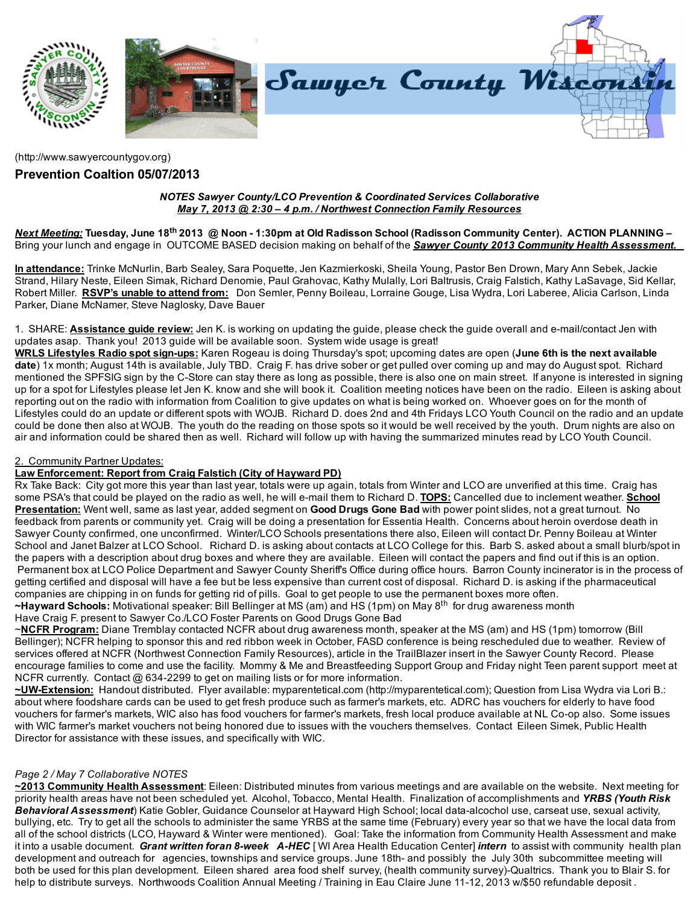Sawyer County Wisconsin

(http://www.sawyercountygov.org)

## Prevention Coaltion 05/07/2013

***NOTES Sawyer County/LCO Prevention & Coordinated Services Collaborative***
***May 7, 2013 @ 2:30 – 4 p.m. / Northwest Connection Family Resources***

***Next Meeting:*** **Tuesday, June 18th 2013 @ Noon - 1:30pm at Old Radisson School (Radisson Community Center). ACTION PLANNING –** Bring your lunch and engage in OUTCOME BASED decision making on behalf of the ***Sawyer County 2013 Community Health Assessment.***

**In attendance:** Trinke McNurlin, Barb Sealey, Sara Poquette, Jen Kazmierkoski, Sheila Young, Pastor Ben Drown, Mary Ann Sebek, Jackie Strand, Hilary Neste, Eileen Simak, Richard Denomie, Paul Grahovac, Kathy Mulally, Lori Baltrusis, Craig Falstich, Kathy LaSavage, Sid Kellar, Robert Miller. **RSVP's unable to attend from:** Don Semler, Penny Boileau, Lorraine Gouge, Lisa Wydra, Lori Laberee, Alicia Carlson, Linda Parker, Diane McNamer, Steve Naglosky, Dave Bauer

1. SHARE: **Assistance guide review:** Jen K. is working on updating the guide, please check the guide overall and e-mail/contact Jen with updates asap. Thank you! 2013 guide will be available soon. System wide usage is great!
**WRLS Lifestyles Radio spot sign-ups:** Karen Rogeau is doing Thursday's spot; upcoming dates are open (**June 6th is the next available date**) 1x month; August 14th is available, July TBD. Craig F. has drive sober or get pulled over coming up and may do August spot. Richard mentioned the SPFSIG sign by the C-Store can stay there as long as possible, there is also one on main street. If anyone is interested in signing up for a spot for Lifestyles please let Jen K. know and she will book it. Coalition meeting notices have been on the radio. Eileen is asking about reporting out on the radio with information from Coalition to give updates on what is being worked on. Whoever goes on for the month of Lifestyles could do an update or different spots with WOJB. Richard D. does 2nd and 4th Fridays LCO Youth Council on the radio and an update could be done then also at WOJB. The youth do the reading on those spots so it would be well received by the youth. Drum nights are also on air and information could be shared then as well. Richard will follow up with having the summarized minutes read by LCO Youth Council.

2. Community Partner Updates:
**Law Enforcement: Report from Craig Falstich (City of Hayward PD)**
Rx Take Back: City got more this year than last year, totals were up again, totals from Winter and LCO are unverified at this time. Craig has some PSA's that could be played on the radio as well, he will e-mail them to Richard D. **TOPS:** Cancelled due to inclement weather. **School Presentation:** Went well, same as last year, added segment on **Good Drugs Gone Bad** with power point slides, not a great turnout. No feedback from parents or community yet. Craig will be doing a presentation for Essentia Health. Concerns about heroin overdose death in Sawyer County confirmed, one unconfirmed. Winter/LCO Schools presentations there also, Eileen will contact Dr. Penny Boileau at Winter School and Janet Balzer at LCO School. Richard D. is asking about contacts at LCO College for this. Barb S. asked about a small blurb/spot in the papers with a description about drug boxes and where they are available. Eileen will contact the papers and find out if this is an option. Permanent box at LCO Police Department and Sawyer County Sheriff's Office during office hours. Barron County incinerator is in the process of getting certified and disposal will have a fee but be less expensive than current cost of disposal. Richard D. is asking if the pharmaceutical companies are chipping in on funds for getting rid of pills. Goal to get people to use the permanent boxes more often.
**~Hayward Schools:** Motivational speaker: Bill Bellinger at MS (am) and HS (1pm) on May 8th for drug awareness month
Have Craig F. present to Sawyer Co./LCO Foster Parents on Good Drugs Gone Bad
~**NCFR Program:** Diane Tremblay contacted NCFR about drug awareness month, speaker at the MS (am) and HS (1pm) tomorrow (Bill Bellinger); NCFR helping to sponsor this and red ribbon week in October, FASD conference is being rescheduled due to weather. Review of services offered at NCFR (Northwest Connection Family Resources), article in the TrailBlazer insert in the Sawyer County Record. Please encourage families to come and use the facility. Mommy & Me and Breastfeeding Support Group and Friday night Teen parent support meet at NCFR currently. Contact @ 634-2299 to get on mailing lists or for more information.
**~UW-Extension:** Handout distributed. Flyer available: myparentetical.com (http://myparentetical.com); Question from Lisa Wydra via Lori B.: about where foodshare cards can be used to get fresh produce such as farmer's markets, etc. ADRC has vouchers for elderly to have food vouchers for farmer's markets, WIC also has food vouchers for farmer's markets, fresh local produce available at NL Co-op also. Some issues with WIC farmer's market vouchers not being honored due to issues with the vouchers themselves. Contact Eileen Simek, Public Health Director for assistance with these issues, and specifically with WIC.

*Page 2 / May 7 Collaborative NOTES*
**~2013 Community Health Assessment**: Eileen: Distributed minutes from various meetings and are available on the website. Next meeting for priority health areas have not been scheduled yet. Alcohol, Tobacco, Mental Health. Finalization of accomplishments and ***YRBS (Youth Risk Behavioral Assessment***) Katie Gobler, Guidance Counselor at Hayward High School; local data-alcohol use, carseat use, sexual activity, bullying, etc. Try to get all the schools to administer the same YRBS at the same time (February) every year so that we have the local data from all of the school districts (LCO, Hayward & Winter were mentioned). Goal: Take the information from Community Health Assessment and make it into a usable document. ***Grant written foran 8-week A-HEC*** [ WI Area Health Education Center] ***intern*** to assist with community health plan development and outreach for agencies, townships and service groups. June 18th- and possibly the July 30th subcommittee meeting will both be used for this plan development. Eileen shared area food shelf survey, (health community survey)-Qualtrics. Thank you to Blair S. for help to distribute surveys. Northwoods Coalition Annual Meeting / Training in Eau Claire June 11-12, 2013 w/$50 refundable deposit .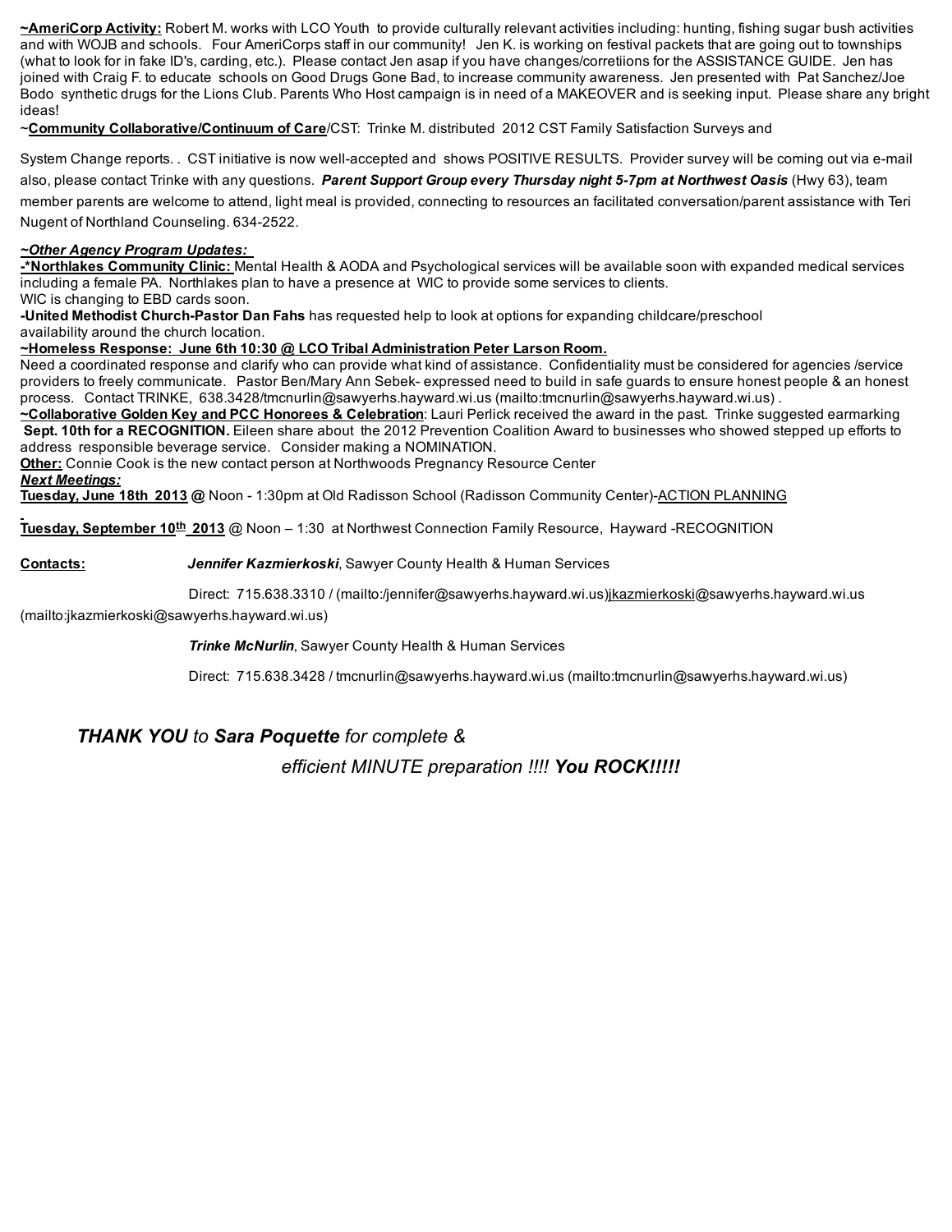**~AmeriCorp Activity:** Robert M. works with LCO Youth to provide culturally relevant activities including: hunting, fishing sugar bush activities and with WOJB and schools. Four AmeriCorps staff in our community! Jen K. is working on festival packets that are going out to townships (what to look for in fake ID's, carding, etc.). Please contact Jen asap if you have changes/corretiions for the ASSISTANCE GUIDE. Jen has joined with Craig F. to educate schools on Good Drugs Gone Bad, to increase community awareness. Jen presented with Pat Sanchez/Joe Bodo synthetic drugs for the Lions Club. Parents Who Host campaign is in need of a MAKEOVER and is seeking input. Please share any bright ideas!

~**Community Collaborative/Continuum of Care**/CST: Trinke M. distributed 2012 CST Family Satisfaction Surveys and

System Change reports. . CST initiative is now well-accepted and shows POSITIVE RESULTS. Provider survey will be coming out via e-mail also, please contact Trinke with any questions. ***Parent Support Group every Thursday night 5-7pm at Northwest Oasis*** (Hwy 63), team member parents are welcome to attend, light meal is provided, connecting to resources an facilitated conversation/parent assistance with Teri Nugent of Northland Counseling. 634-2522.

***~Other Agency Program Updates:***

**-*Northlakes Community Clinic:** Mental Health & AODA and Psychological services will be available soon with expanded medical services including a female PA. Northlakes plan to have a presence at WIC to provide some services to clients.
WIC is changing to EBD cards soon.

**-United Methodist Church-Pastor Dan Fahs** has requested help to look at options for expanding childcare/preschool availability around the church location.

**~Homeless Response: June 6th 10:30 @ LCO Tribal Administration Peter Larson Room.**
Need a coordinated response and clarify who can provide what kind of assistance. Confidentiality must be considered for agencies /service providers to freely communicate. Pastor Ben/Mary Ann Sebek- expressed need to build in safe guards to ensure honest people & an honest process. Contact TRINKE, 638.3428/tmcnurlin@sawyerhs.hayward.wi.us (mailto:tmcnurlin@sawyerhs.hayward.wi.us) .

**~Collaborative Golden Key and PCC Honorees & Celebration**: Lauri Perlick received the award in the past. Trinke suggested earmarking **Sept. 10th for a RECOGNITION.** Eileen share about the 2012 Prevention Coalition Award to businesses who showed stepped up efforts to address responsible beverage service. Consider making a NOMINATION.

**Other:** Connie Cook is the new contact person at Northwoods Pregnancy Resource Center

***Next Meetings:***

**Tuesday, June 18th 2013 @** Noon - 1:30pm at Old Radisson School (Radisson Community Center)-ACTION PLANNING

**Tuesday, September 10th 2013** @ Noon – 1:30 at Northwest Connection Family Resource, Hayward -RECOGNITION

**Contacts:** ***Jennifer Kazmierkoski***, Sawyer County Health & Human Services

Direct: 715.638.3310 / (mailto:/jennifer@sawyerhs.hayward.wi.us)jkazmierkoski@sawyerhs.hayward.wi.us (mailto:jkazmierkoski@sawyerhs.hayward.wi.us)

***Trinke McNurlin***, Sawyer County Health & Human Services

Direct: 715.638.3428 / tmcnurlin@sawyerhs.hayward.wi.us (mailto:tmcnurlin@sawyerhs.hayward.wi.us)

***THANK YOU** to **Sara Poquette** for complete & efficient MINUTE preparation !!!! **You ROCK!!!!!***